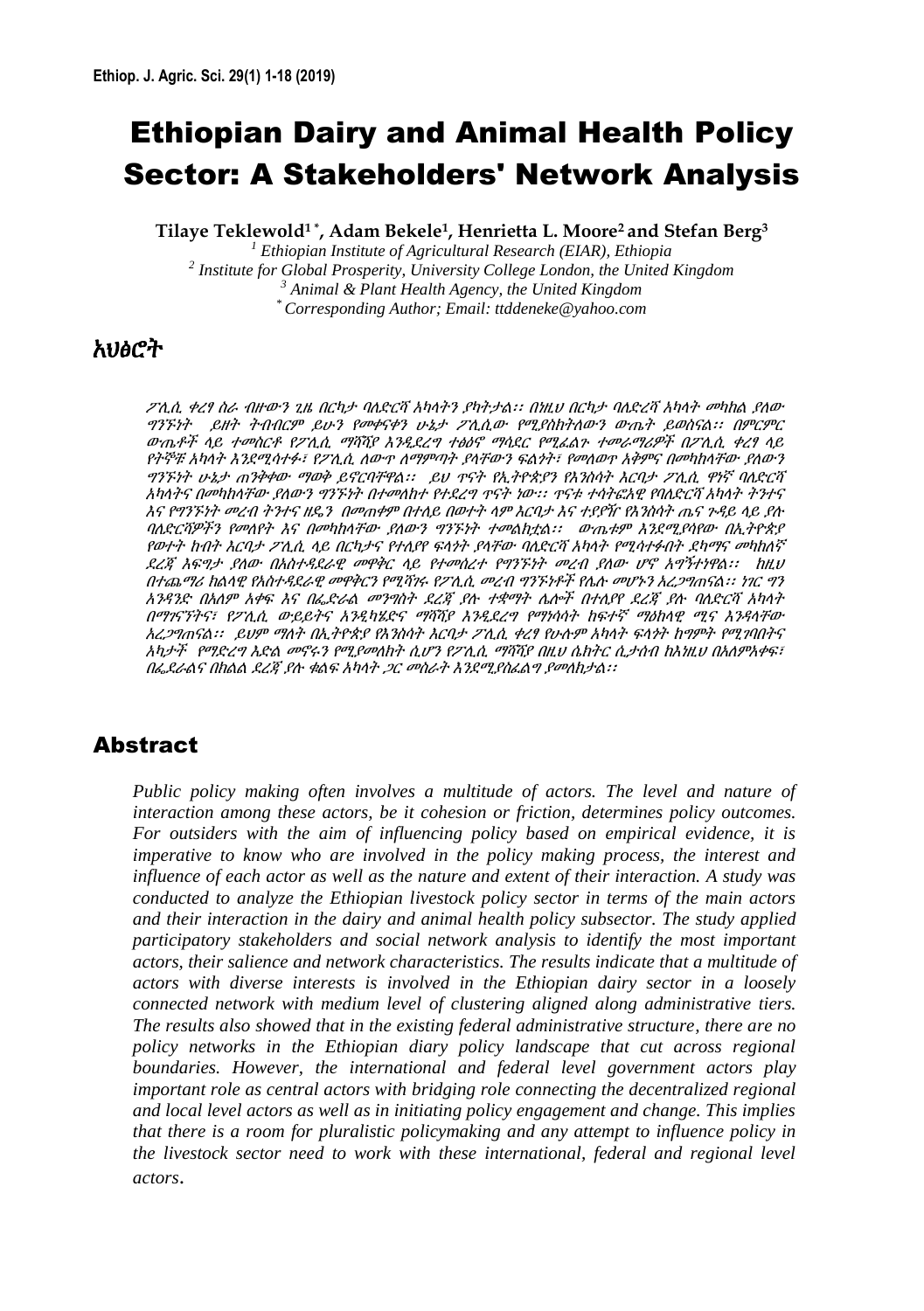# Ethiopian Dairy and Animal Health Policy Sector: A Stakeholders' Network Analysis

**Tilaye Teklewold[1*], Adam Bekele[1], Henrietta L. Moore[2] and Stefan Berg[3]**

[1] *Ethiopian Institute of Agricultural Research (EIAR), Ethiopia*
[2] *Institute for Global Prosperity, University College London, the United Kingdom*
[3] *Animal & Plant Health Agency, the United Kingdom*
[*] *Corresponding Author; Email: ttddeneke@yahoo.com*

## አህፅሮት

*ፖሊሲ ቀረፃ ስራ ብዙውን ጊዜ በርካታ ባለድርሻ አካላትን ያካትታል፡፡ በነዚህ በርካታ ባለድረሻ አካላት መካከል ያለው ግንኙነት ይዘት ትብብርም ይሁን የመቀናቀን ሁኔታ ፖሊሲው የሚያስከትለውን ውጤት ይወስናል፡፡ በምርምር ውጤቶች ላይ ተመስርቶ የፖሊሲ ማሻሻያ እንዲደረግ ተፅዕኖ ማሳደር የሚፈልጉ ተመራማሪዎች በፖሊሲ ቀረፃ ላይ የትኞቹ አካላት እንደሚሳተፉ፣ የፖሊሲ ለውጥ ለማምጣት ያላቸውን ፍልጎት፣ የሚለወጥ አቅምና በመካከላቸው ያለውን ግንኙነት ሁኔታ ጠንቅቀው ማወቅ ይኖርባቸዋል፡፡ ይህ ጥናት የኢትዮጵያን የእንስሳት እርባታ ፖሊሲ ዋነኛ ባለድርሻ አካላትና በመካከላቸው ያለውን ግንኙነት በተመለከተ የተደረገ ጥናት ነው፡፡ ጥናቱ ተሳትፎአዊ የባለድርሻ አካላት ትንተና እና የግንኙነት መረብ ትንተና ዘዴን በመጠቀም በተለይ በወተት ላም እርባታ እና ተያያዥ የእንስሳት ጤና ጉዳይ ላይ ያሉ ባለድርሻዎችን የለየት እና በመካከላቸው ያለውን ግንኙነት ተመልክቷል፡፡ ወጤቱም እንደሚያሳየው በኢትዮጵያ የወተት ከብት እርባታ ፖሊሲ ላይ በርካታና የተለያየ ፍላጎት ያላቸው ባለድርሻ አካላት የሚሳተፉበት ደካማና መካከለኛ ደረጃ ቅፍግታ ያለው በአስተዳደራዊ መዋቅር ላይ የተመሰረተ የግንኙነት መረብ ያለው ሆኖ አግኝተነዋል፡፡ ከዚህ በተጨማሪ ክልላዊ የአስተዳደራዊ መዋቅርን የሚሻገሩ የፖሊሲ መረብ ግንኙነቶች የሌሉ መሆኑን አረጋግጠናል፡፡ ነገር ግን አንዳንድ በአለም አቀፍ እና በፌደራል መንግስት ደረጃ ያሉ ተቋማት ሌሎች በተለያየ ደረጃ ያሉ ባለድርሻ አካላት በማገናኘትና፣ የፖሊሲ ውይይትና እንዲካሄድና ማሻሻያ እንዲደረግ የማነሳሳት ከፍተኛ ማዕከላዊ ሚና እንዳላቸው አረጋግጠናል፡፡ ይህም ማለት በኢትዮጵያ የእንስሳት እርባታ ፖሊሲ ቀረፃ የሁሉም አካላት ፍላጎት ከግምት የሚገባበትና አካታች የማድረግ እድል መኖሩን የሚያመለክት ሲሆን የፖሊሲ ማሻሻያ በዚህ ሴክተር ሲታሰብ ከእነዚህ በአለምአቀፍ፣ በፌደራልና በክልል ደረጃ ያሉ ቁልፍ አካላት ጋር መስራት እንደሚያስፈልግ ያመለክታል፡፡*

## Abstract

*Public policy making often involves a multitude of actors. The level and nature of interaction among these actors, be it cohesion or friction, determines policy outcomes. For outsiders with the aim of influencing policy based on empirical evidence, it is imperative to know who are involved in the policy making process, the interest and influence of each actor as well as the nature and extent of their interaction. A study was conducted to analyze the Ethiopian livestock policy sector in terms of the main actors and their interaction in the dairy and animal health policy subsector. The study applied participatory stakeholders and social network analysis to identify the most important actors, their salience and network characteristics. The results indicate that a multitude of actors with diverse interests is involved in the Ethiopian dairy sector in a loosely connected network with medium level of clustering aligned along administrative tiers. The results also showed that in the existing federal administrative structure, there are no policy networks in the Ethiopian diary policy landscape that cut across regional boundaries. However, the international and federal level government actors play important role as central actors with bridging role connecting the decentralized regional and local level actors as well as in initiating policy engagement and change. This implies that there is a room for pluralistic policymaking and any attempt to influence policy in the livestock sector need to work with these international, federal and regional level actors.*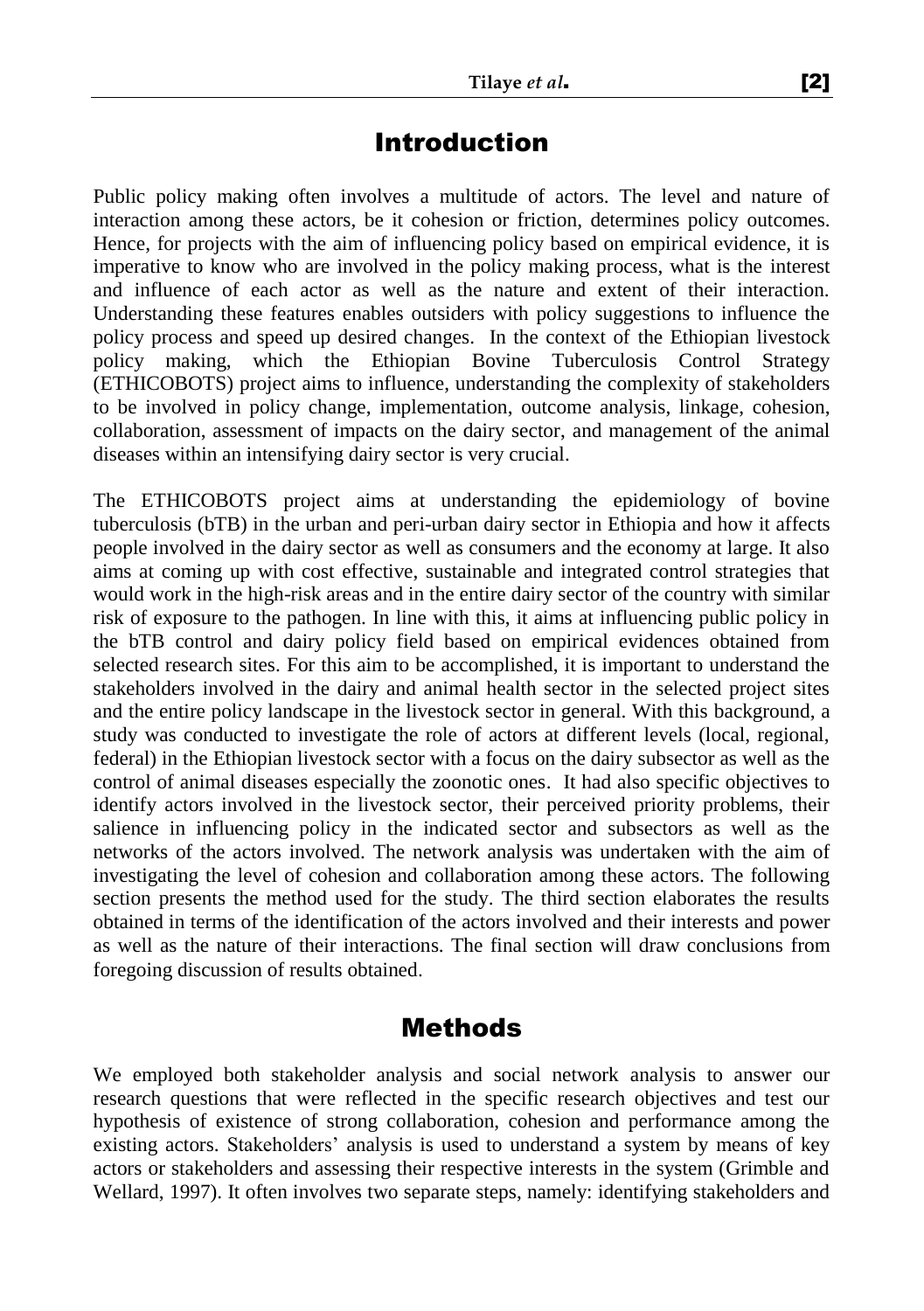## Introduction

Public policy making often involves a multitude of actors. The level and nature of interaction among these actors, be it cohesion or friction, determines policy outcomes. Hence, for projects with the aim of influencing policy based on empirical evidence, it is imperative to know who are involved in the policy making process, what is the interest and influence of each actor as well as the nature and extent of their interaction. Understanding these features enables outsiders with policy suggestions to influence the policy process and speed up desired changes. In the context of the Ethiopian livestock policy making, which the Ethiopian Bovine Tuberculosis Control Strategy (ETHICOBOTS) project aims to influence, understanding the complexity of stakeholders to be involved in policy change, implementation, outcome analysis, linkage, cohesion, collaboration, assessment of impacts on the dairy sector, and management of the animal diseases within an intensifying dairy sector is very crucial.

The ETHICOBOTS project aims at understanding the epidemiology of bovine tuberculosis (bTB) in the urban and peri-urban dairy sector in Ethiopia and how it affects people involved in the dairy sector as well as consumers and the economy at large. It also aims at coming up with cost effective, sustainable and integrated control strategies that would work in the high-risk areas and in the entire dairy sector of the country with similar risk of exposure to the pathogen. In line with this, it aims at influencing public policy in the bTB control and dairy policy field based on empirical evidences obtained from selected research sites. For this aim to be accomplished, it is important to understand the stakeholders involved in the dairy and animal health sector in the selected project sites and the entire policy landscape in the livestock sector in general. With this background, a study was conducted to investigate the role of actors at different levels (local, regional, federal) in the Ethiopian livestock sector with a focus on the dairy subsector as well as the control of animal diseases especially the zoonotic ones. It had also specific objectives to identify actors involved in the livestock sector, their perceived priority problems, their salience in influencing policy in the indicated sector and subsectors as well as the networks of the actors involved. The network analysis was undertaken with the aim of investigating the level of cohesion and collaboration among these actors. The following section presents the method used for the study. The third section elaborates the results obtained in terms of the identification of the actors involved and their interests and power as well as the nature of their interactions. The final section will draw conclusions from foregoing discussion of results obtained.

## Methods

We employed both stakeholder analysis and social network analysis to answer our research questions that were reflected in the specific research objectives and test our hypothesis of existence of strong collaboration, cohesion and performance among the existing actors. Stakeholders' analysis is used to understand a system by means of key actors or stakeholders and assessing their respective interests in the system (Grimble and Wellard, 1997). It often involves two separate steps, namely: identifying stakeholders and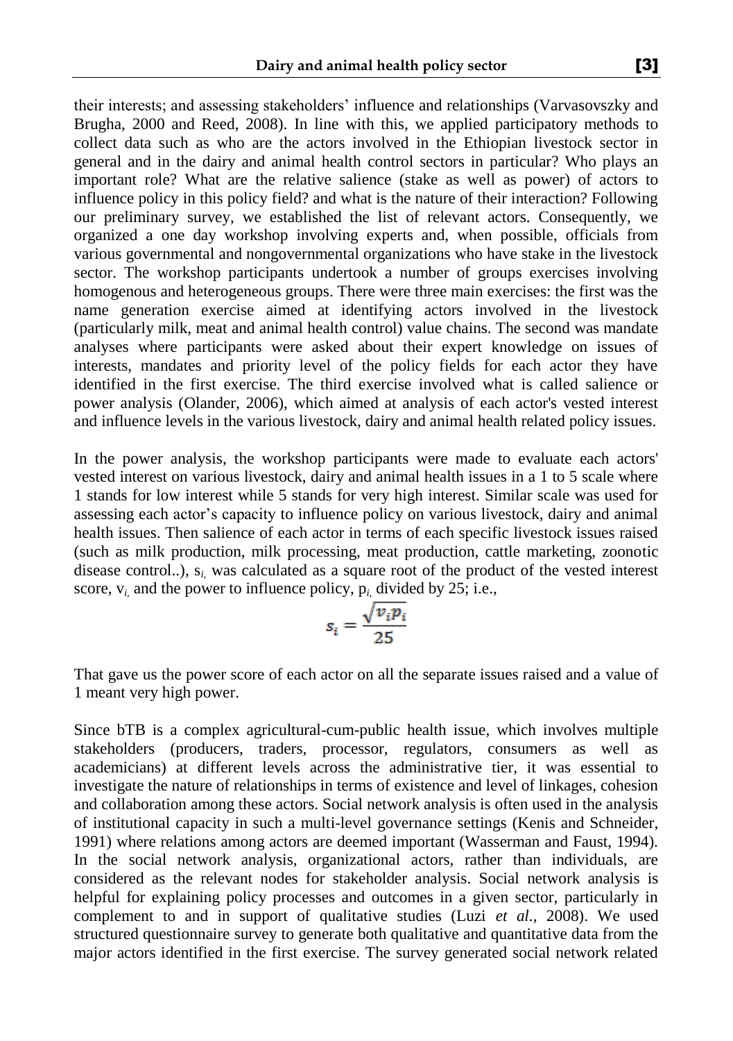their interests; and assessing stakeholders' influence and relationships (Varvasovszky and Brugha, 2000 and Reed, 2008). In line with this, we applied participatory methods to collect data such as who are the actors involved in the Ethiopian livestock sector in general and in the dairy and animal health control sectors in particular? Who plays an important role? What are the relative salience (stake as well as power) of actors to influence policy in this policy field? and what is the nature of their interaction? Following our preliminary survey, we established the list of relevant actors. Consequently, we organized a one day workshop involving experts and, when possible, officials from various governmental and nongovernmental organizations who have stake in the livestock sector. The workshop participants undertook a number of groups exercises involving homogenous and heterogeneous groups. There were three main exercises: the first was the name generation exercise aimed at identifying actors involved in the livestock (particularly milk, meat and animal health control) value chains. The second was mandate analyses where participants were asked about their expert knowledge on issues of interests, mandates and priority level of the policy fields for each actor they have identified in the first exercise. The third exercise involved what is called salience or power analysis (Olander, 2006), which aimed at analysis of each actor's vested interest and influence levels in the various livestock, dairy and animal health related policy issues.

In the power analysis, the workshop participants were made to evaluate each actors' vested interest on various livestock, dairy and animal health issues in a 1 to 5 scale where 1 stands for low interest while 5 stands for very high interest. Similar scale was used for assessing each actor's capacity to influence policy on various livestock, dairy and animal health issues. Then salience of each actor in terms of each specific livestock issues raised (such as milk production, milk processing, meat production, cattle marketing, zoonotic disease control..), $s_i$, was calculated as a square root of the product of the vested interest score, $v_i$, and the power to influence policy, $p_i$, divided by 25; i.e.,

$$s_i = \frac{\sqrt{v_i p_i}}{25}$$

That gave us the power score of each actor on all the separate issues raised and a value of 1 meant very high power.

Since bTB is a complex agricultural-cum-public health issue, which involves multiple stakeholders (producers, traders, processor, regulators, consumers as well as academicians) at different levels across the administrative tier, it was essential to investigate the nature of relationships in terms of existence and level of linkages, cohesion and collaboration among these actors. Social network analysis is often used in the analysis of institutional capacity in such a multi-level governance settings (Kenis and Schneider, 1991) where relations among actors are deemed important (Wasserman and Faust, 1994). In the social network analysis, organizational actors, rather than individuals, are considered as the relevant nodes for stakeholder analysis. Social network analysis is helpful for explaining policy processes and outcomes in a given sector, particularly in complement to and in support of qualitative studies (Luzi *et al.*, 2008). We used structured questionnaire survey to generate both qualitative and quantitative data from the major actors identified in the first exercise. The survey generated social network related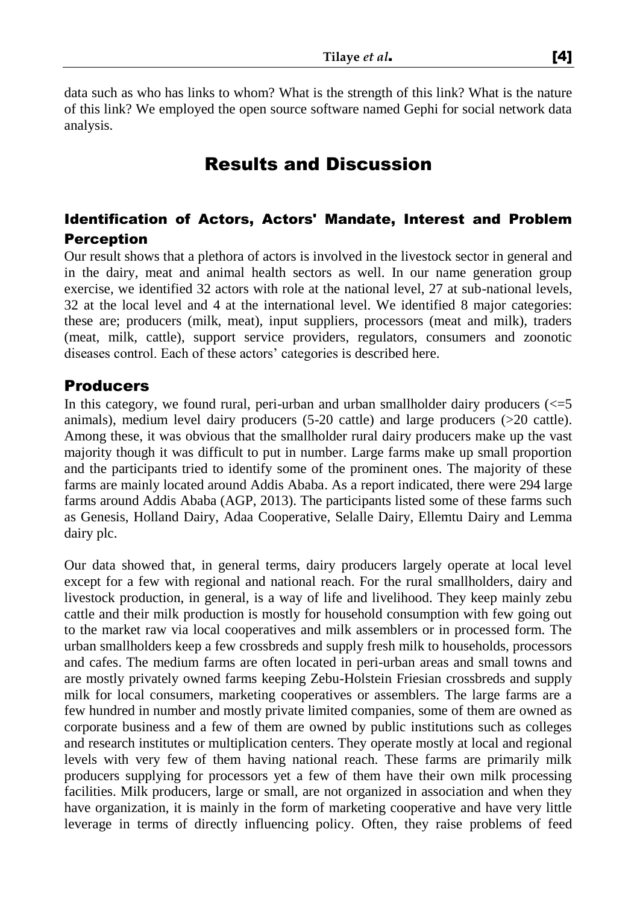data such as who has links to whom? What is the strength of this link? What is the nature of this link? We employed the open source software named Gephi for social network data analysis.

# Results and Discussion

## Identification of Actors, Actors' Mandate, Interest and Problem Perception

Our result shows that a plethora of actors is involved in the livestock sector in general and in the dairy, meat and animal health sectors as well. In our name generation group exercise, we identified 32 actors with role at the national level, 27 at sub-national levels, 32 at the local level and 4 at the international level. We identified 8 major categories: these are; producers (milk, meat), input suppliers, processors (meat and milk), traders (meat, milk, cattle), support service providers, regulators, consumers and zoonotic diseases control. Each of these actors' categories is described here.

## Producers

In this category, we found rural, peri-urban and urban smallholder dairy producers (<=5 animals), medium level dairy producers (5-20 cattle) and large producers (>20 cattle). Among these, it was obvious that the smallholder rural dairy producers make up the vast majority though it was difficult to put in number. Large farms make up small proportion and the participants tried to identify some of the prominent ones. The majority of these farms are mainly located around Addis Ababa. As a report indicated, there were 294 large farms around Addis Ababa (AGP, 2013). The participants listed some of these farms such as Genesis, Holland Dairy, Adaa Cooperative, Selalle Dairy, Ellemtu Dairy and Lemma dairy plc.

Our data showed that, in general terms, dairy producers largely operate at local level except for a few with regional and national reach. For the rural smallholders, dairy and livestock production, in general, is a way of life and livelihood. They keep mainly zebu cattle and their milk production is mostly for household consumption with few going out to the market raw via local cooperatives and milk assemblers or in processed form. The urban smallholders keep a few crossbreds and supply fresh milk to households, processors and cafes. The medium farms are often located in peri-urban areas and small towns and are mostly privately owned farms keeping Zebu-Holstein Friesian crossbreds and supply milk for local consumers, marketing cooperatives or assemblers. The large farms are a few hundred in number and mostly private limited companies, some of them are owned as corporate business and a few of them are owned by public institutions such as colleges and research institutes or multiplication centers. They operate mostly at local and regional levels with very few of them having national reach. These farms are primarily milk producers supplying for processors yet a few of them have their own milk processing facilities. Milk producers, large or small, are not organized in association and when they have organization, it is mainly in the form of marketing cooperative and have very little leverage in terms of directly influencing policy. Often, they raise problems of feed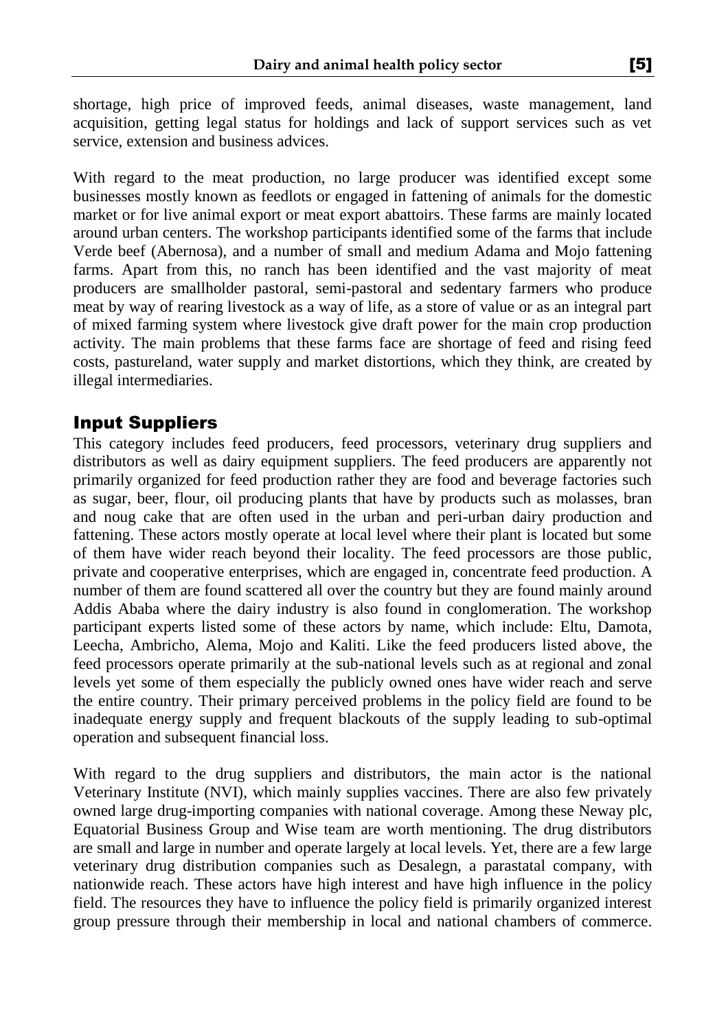shortage, high price of improved feeds, animal diseases, waste management, land acquisition, getting legal status for holdings and lack of support services such as vet service, extension and business advices.

With regard to the meat production, no large producer was identified except some businesses mostly known as feedlots or engaged in fattening of animals for the domestic market or for live animal export or meat export abattoirs. These farms are mainly located around urban centers. The workshop participants identified some of the farms that include Verde beef (Abernosa), and a number of small and medium Adama and Mojo fattening farms. Apart from this, no ranch has been identified and the vast majority of meat producers are smallholder pastoral, semi-pastoral and sedentary farmers who produce meat by way of rearing livestock as a way of life, as a store of value or as an integral part of mixed farming system where livestock give draft power for the main crop production activity. The main problems that these farms face are shortage of feed and rising feed costs, pastureland, water supply and market distortions, which they think, are created by illegal intermediaries.

## Input Suppliers

This category includes feed producers, feed processors, veterinary drug suppliers and distributors as well as dairy equipment suppliers. The feed producers are apparently not primarily organized for feed production rather they are food and beverage factories such as sugar, beer, flour, oil producing plants that have by products such as molasses, bran and noug cake that are often used in the urban and peri-urban dairy production and fattening. These actors mostly operate at local level where their plant is located but some of them have wider reach beyond their locality. The feed processors are those public, private and cooperative enterprises, which are engaged in, concentrate feed production. A number of them are found scattered all over the country but they are found mainly around Addis Ababa where the dairy industry is also found in conglomeration. The workshop participant experts listed some of these actors by name, which include: Eltu, Damota, Leecha, Ambricho, Alema, Mojo and Kaliti. Like the feed producers listed above, the feed processors operate primarily at the sub-national levels such as at regional and zonal levels yet some of them especially the publicly owned ones have wider reach and serve the entire country. Their primary perceived problems in the policy field are found to be inadequate energy supply and frequent blackouts of the supply leading to sub-optimal operation and subsequent financial loss.

With regard to the drug suppliers and distributors, the main actor is the national Veterinary Institute (NVI), which mainly supplies vaccines. There are also few privately owned large drug-importing companies with national coverage. Among these Neway plc, Equatorial Business Group and Wise team are worth mentioning. The drug distributors are small and large in number and operate largely at local levels. Yet, there are a few large veterinary drug distribution companies such as Desalegn, a parastatal company, with nationwide reach. These actors have high interest and have high influence in the policy field. The resources they have to influence the policy field is primarily organized interest group pressure through their membership in local and national chambers of commerce.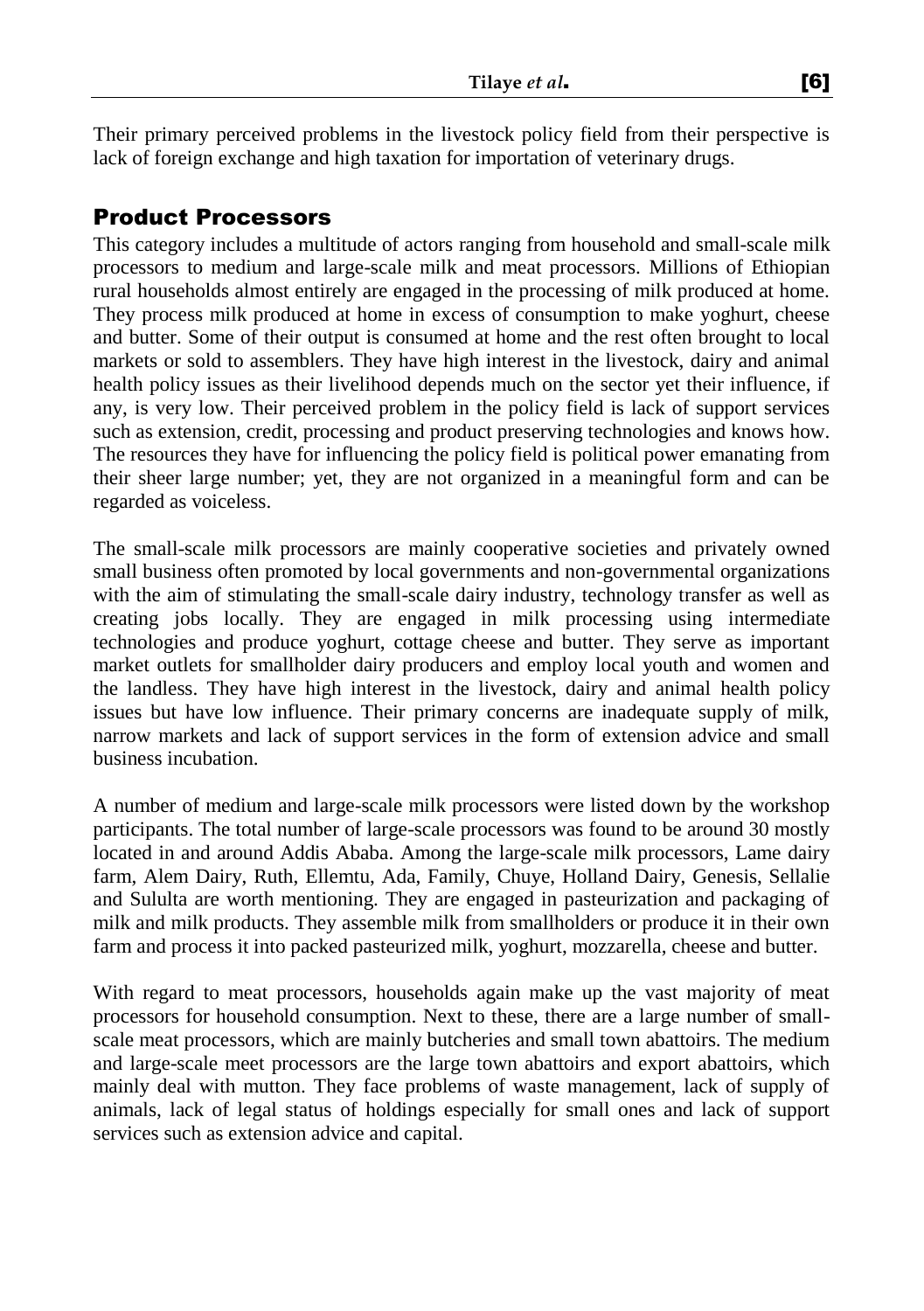Their primary perceived problems in the livestock policy field from their perspective is lack of foreign exchange and high taxation for importation of veterinary drugs.

## Product Processors

This category includes a multitude of actors ranging from household and small-scale milk processors to medium and large-scale milk and meat processors. Millions of Ethiopian rural households almost entirely are engaged in the processing of milk produced at home. They process milk produced at home in excess of consumption to make yoghurt, cheese and butter. Some of their output is consumed at home and the rest often brought to local markets or sold to assemblers. They have high interest in the livestock, dairy and animal health policy issues as their livelihood depends much on the sector yet their influence, if any, is very low. Their perceived problem in the policy field is lack of support services such as extension, credit, processing and product preserving technologies and knows how. The resources they have for influencing the policy field is political power emanating from their sheer large number; yet, they are not organized in a meaningful form and can be regarded as voiceless.

The small-scale milk processors are mainly cooperative societies and privately owned small business often promoted by local governments and non-governmental organizations with the aim of stimulating the small-scale dairy industry, technology transfer as well as creating jobs locally. They are engaged in milk processing using intermediate technologies and produce yoghurt, cottage cheese and butter. They serve as important market outlets for smallholder dairy producers and employ local youth and women and the landless. They have high interest in the livestock, dairy and animal health policy issues but have low influence. Their primary concerns are inadequate supply of milk, narrow markets and lack of support services in the form of extension advice and small business incubation.

A number of medium and large-scale milk processors were listed down by the workshop participants. The total number of large-scale processors was found to be around 30 mostly located in and around Addis Ababa. Among the large-scale milk processors, Lame dairy farm, Alem Dairy, Ruth, Ellemtu, Ada, Family, Chuye, Holland Dairy, Genesis, Sellalie and Sululta are worth mentioning. They are engaged in pasteurization and packaging of milk and milk products. They assemble milk from smallholders or produce it in their own farm and process it into packed pasteurized milk, yoghurt, mozzarella, cheese and butter.

With regard to meat processors, households again make up the vast majority of meat processors for household consumption. Next to these, there are a large number of small-scale meat processors, which are mainly butcheries and small town abattoirs. The medium and large-scale meet processors are the large town abattoirs and export abattoirs, which mainly deal with mutton. They face problems of waste management, lack of supply of animals, lack of legal status of holdings especially for small ones and lack of support services such as extension advice and capital.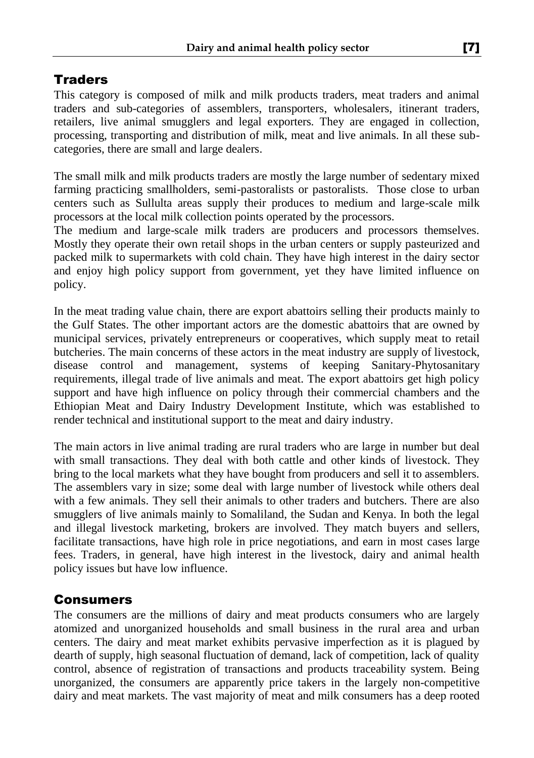## Traders

This category is composed of milk and milk products traders, meat traders and animal traders and sub-categories of assemblers, transporters, wholesalers, itinerant traders, retailers, live animal smugglers and legal exporters. They are engaged in collection, processing, transporting and distribution of milk, meat and live animals. In all these sub-categories, there are small and large dealers.

The small milk and milk products traders are mostly the large number of sedentary mixed farming practicing smallholders, semi-pastoralists or pastoralists. Those close to urban centers such as Sullulta areas supply their produces to medium and large-scale milk processors at the local milk collection points operated by the processors.

The medium and large-scale milk traders are producers and processors themselves. Mostly they operate their own retail shops in the urban centers or supply pasteurized and packed milk to supermarkets with cold chain. They have high interest in the dairy sector and enjoy high policy support from government, yet they have limited influence on policy.

In the meat trading value chain, there are export abattoirs selling their products mainly to the Gulf States. The other important actors are the domestic abattoirs that are owned by municipal services, privately entrepreneurs or cooperatives, which supply meat to retail butcheries. The main concerns of these actors in the meat industry are supply of livestock, disease control and management, systems of keeping Sanitary-Phytosanitary requirements, illegal trade of live animals and meat. The export abattoirs get high policy support and have high influence on policy through their commercial chambers and the Ethiopian Meat and Dairy Industry Development Institute, which was established to render technical and institutional support to the meat and dairy industry.

The main actors in live animal trading are rural traders who are large in number but deal with small transactions. They deal with both cattle and other kinds of livestock. They bring to the local markets what they have bought from producers and sell it to assemblers. The assemblers vary in size; some deal with large number of livestock while others deal with a few animals. They sell their animals to other traders and butchers. There are also smugglers of live animals mainly to Somaliland, the Sudan and Kenya. In both the legal and illegal livestock marketing, brokers are involved. They match buyers and sellers, facilitate transactions, have high role in price negotiations, and earn in most cases large fees. Traders, in general, have high interest in the livestock, dairy and animal health policy issues but have low influence.

## Consumers

The consumers are the millions of dairy and meat products consumers who are largely atomized and unorganized households and small business in the rural area and urban centers. The dairy and meat market exhibits pervasive imperfection as it is plagued by dearth of supply, high seasonal fluctuation of demand, lack of competition, lack of quality control, absence of registration of transactions and products traceability system. Being unorganized, the consumers are apparently price takers in the largely non-competitive dairy and meat markets. The vast majority of meat and milk consumers has a deep rooted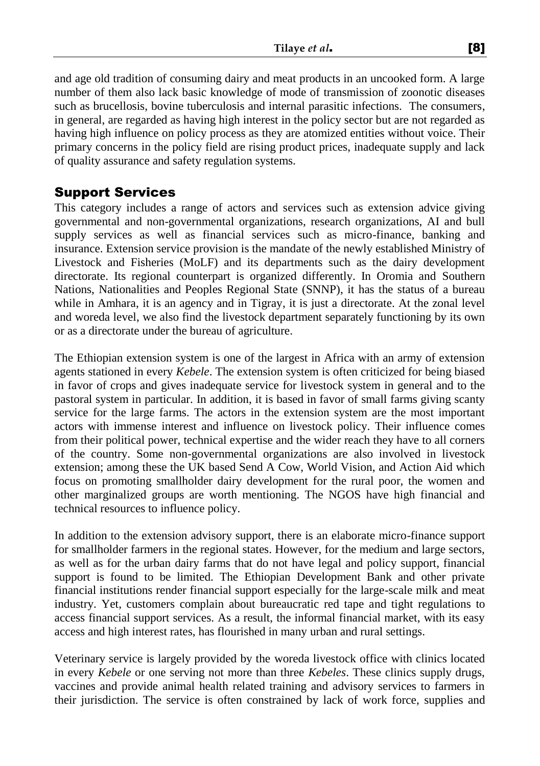and age old tradition of consuming dairy and meat products in an uncooked form. A large number of them also lack basic knowledge of mode of transmission of zoonotic diseases such as brucellosis, bovine tuberculosis and internal parasitic infections. The consumers, in general, are regarded as having high interest in the policy sector but are not regarded as having high influence on policy process as they are atomized entities without voice. Their primary concerns in the policy field are rising product prices, inadequate supply and lack of quality assurance and safety regulation systems.

## Support Services

This category includes a range of actors and services such as extension advice giving governmental and non-governmental organizations, research organizations, AI and bull supply services as well as financial services such as micro-finance, banking and insurance. Extension service provision is the mandate of the newly established Ministry of Livestock and Fisheries (MoLF) and its departments such as the dairy development directorate. Its regional counterpart is organized differently. In Oromia and Southern Nations, Nationalities and Peoples Regional State (SNNP), it has the status of a bureau while in Amhara, it is an agency and in Tigray, it is just a directorate. At the zonal level and woreda level, we also find the livestock department separately functioning by its own or as a directorate under the bureau of agriculture.

The Ethiopian extension system is one of the largest in Africa with an army of extension agents stationed in every *Kebele*. The extension system is often criticized for being biased in favor of crops and gives inadequate service for livestock system in general and to the pastoral system in particular. In addition, it is based in favor of small farms giving scanty service for the large farms. The actors in the extension system are the most important actors with immense interest and influence on livestock policy. Their influence comes from their political power, technical expertise and the wider reach they have to all corners of the country. Some non-governmental organizations are also involved in livestock extension; among these the UK based Send A Cow, World Vision, and Action Aid which focus on promoting smallholder dairy development for the rural poor, the women and other marginalized groups are worth mentioning. The NGOS have high financial and technical resources to influence policy.

In addition to the extension advisory support, there is an elaborate micro-finance support for smallholder farmers in the regional states. However, for the medium and large sectors, as well as for the urban dairy farms that do not have legal and policy support, financial support is found to be limited. The Ethiopian Development Bank and other private financial institutions render financial support especially for the large-scale milk and meat industry. Yet, customers complain about bureaucratic red tape and tight regulations to access financial support services. As a result, the informal financial market, with its easy access and high interest rates, has flourished in many urban and rural settings.

Veterinary service is largely provided by the woreda livestock office with clinics located in every *Kebele* or one serving not more than three *Kebeles*. These clinics supply drugs, vaccines and provide animal health related training and advisory services to farmers in their jurisdiction. The service is often constrained by lack of work force, supplies and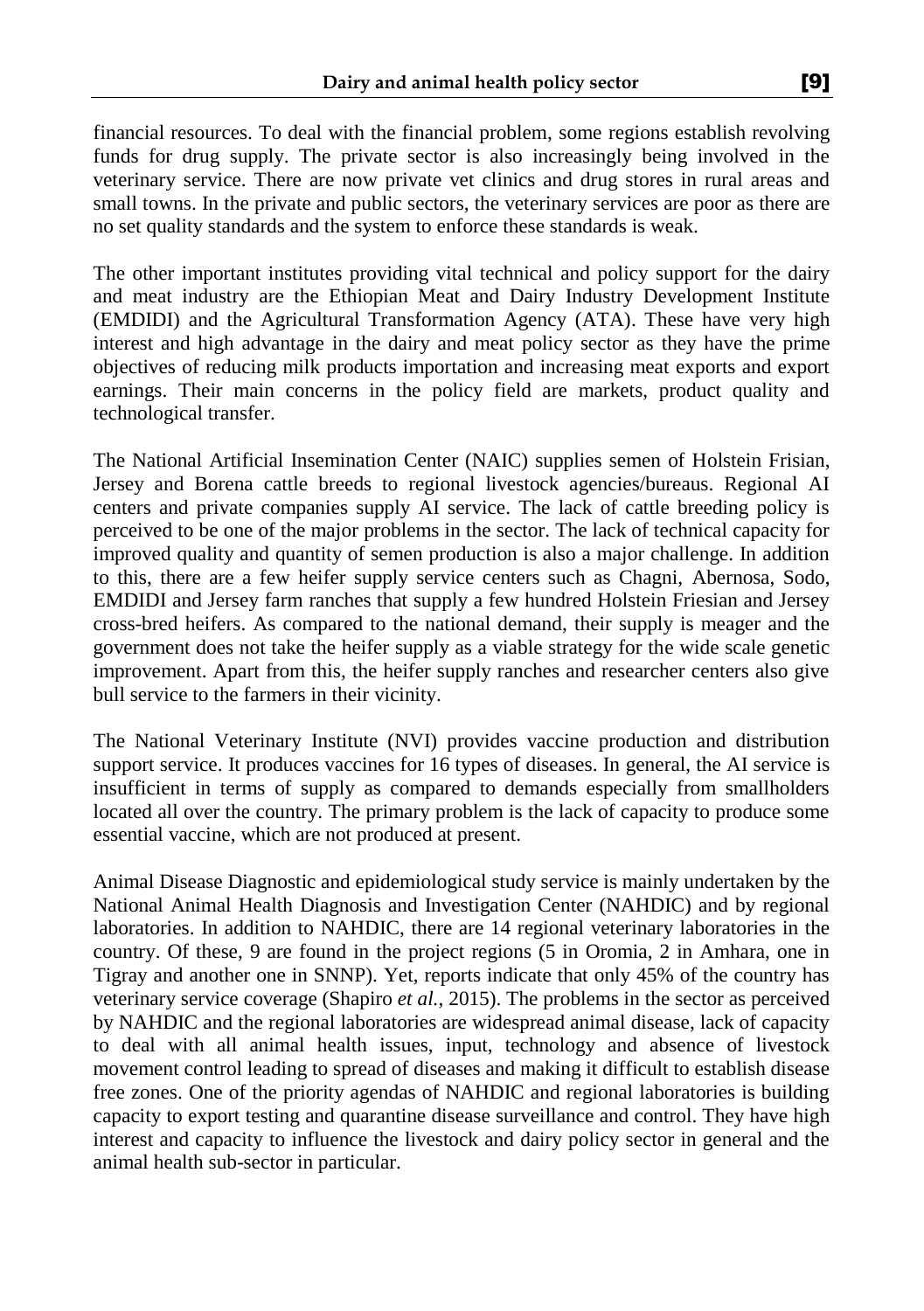financial resources. To deal with the financial problem, some regions establish revolving funds for drug supply. The private sector is also increasingly being involved in the veterinary service. There are now private vet clinics and drug stores in rural areas and small towns. In the private and public sectors, the veterinary services are poor as there are no set quality standards and the system to enforce these standards is weak.

The other important institutes providing vital technical and policy support for the dairy and meat industry are the Ethiopian Meat and Dairy Industry Development Institute (EMDIDI) and the Agricultural Transformation Agency (ATA). These have very high interest and high advantage in the dairy and meat policy sector as they have the prime objectives of reducing milk products importation and increasing meat exports and export earnings. Their main concerns in the policy field are markets, product quality and technological transfer.

The National Artificial Insemination Center (NAIC) supplies semen of Holstein Frisian, Jersey and Borena cattle breeds to regional livestock agencies/bureaus. Regional AI centers and private companies supply AI service. The lack of cattle breeding policy is perceived to be one of the major problems in the sector. The lack of technical capacity for improved quality and quantity of semen production is also a major challenge. In addition to this, there are a few heifer supply service centers such as Chagni, Abernosa, Sodo, EMDIDI and Jersey farm ranches that supply a few hundred Holstein Friesian and Jersey cross-bred heifers. As compared to the national demand, their supply is meager and the government does not take the heifer supply as a viable strategy for the wide scale genetic improvement. Apart from this, the heifer supply ranches and researcher centers also give bull service to the farmers in their vicinity.

The National Veterinary Institute (NVI) provides vaccine production and distribution support service. It produces vaccines for 16 types of diseases. In general, the AI service is insufficient in terms of supply as compared to demands especially from smallholders located all over the country. The primary problem is the lack of capacity to produce some essential vaccine, which are not produced at present.

Animal Disease Diagnostic and epidemiological study service is mainly undertaken by the National Animal Health Diagnosis and Investigation Center (NAHDIC) and by regional laboratories. In addition to NAHDIC, there are 14 regional veterinary laboratories in the country. Of these, 9 are found in the project regions (5 in Oromia, 2 in Amhara, one in Tigray and another one in SNNP). Yet, reports indicate that only 45% of the country has veterinary service coverage (Shapiro *et al.*, 2015). The problems in the sector as perceived by NAHDIC and the regional laboratories are widespread animal disease, lack of capacity to deal with all animal health issues, input, technology and absence of livestock movement control leading to spread of diseases and making it difficult to establish disease free zones. One of the priority agendas of NAHDIC and regional laboratories is building capacity to export testing and quarantine disease surveillance and control. They have high interest and capacity to influence the livestock and dairy policy sector in general and the animal health sub-sector in particular.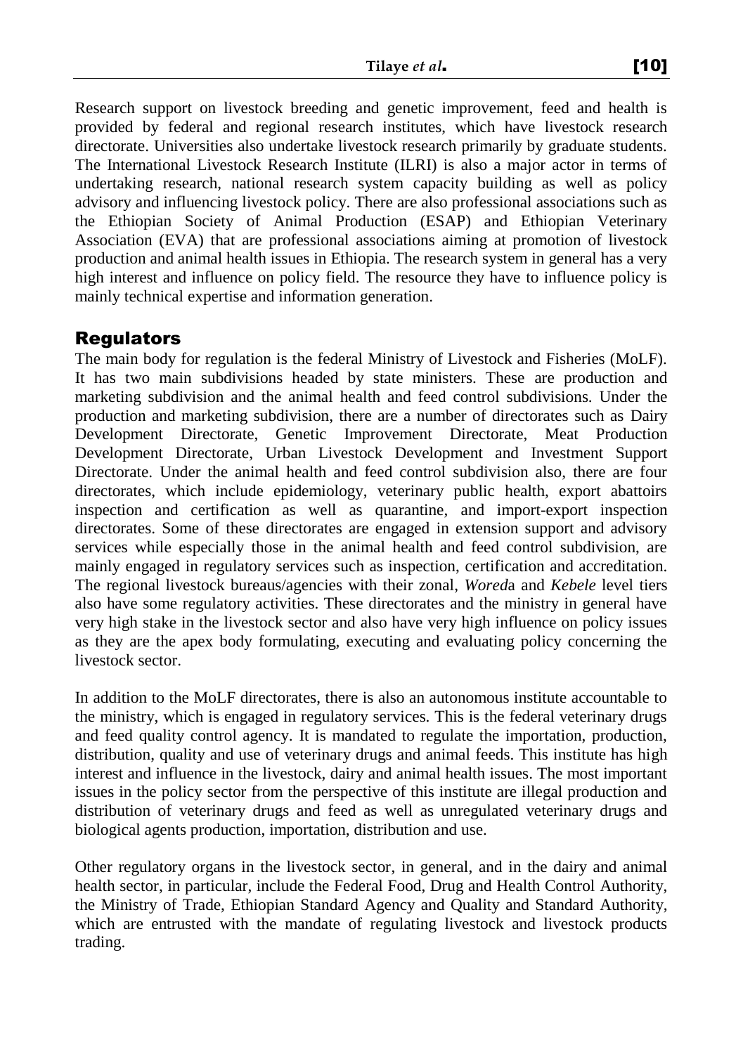Research support on livestock breeding and genetic improvement, feed and health is provided by federal and regional research institutes, which have livestock research directorate. Universities also undertake livestock research primarily by graduate students. The International Livestock Research Institute (ILRI) is also a major actor in terms of undertaking research, national research system capacity building as well as policy advisory and influencing livestock policy. There are also professional associations such as the Ethiopian Society of Animal Production (ESAP) and Ethiopian Veterinary Association (EVA) that are professional associations aiming at promotion of livestock production and animal health issues in Ethiopia. The research system in general has a very high interest and influence on policy field. The resource they have to influence policy is mainly technical expertise and information generation.

## Regulators

The main body for regulation is the federal Ministry of Livestock and Fisheries (MoLF). It has two main subdivisions headed by state ministers. These are production and marketing subdivision and the animal health and feed control subdivisions. Under the production and marketing subdivision, there are a number of directorates such as Dairy Development Directorate, Genetic Improvement Directorate, Meat Production Development Directorate, Urban Livestock Development and Investment Support Directorate. Under the animal health and feed control subdivision also, there are four directorates, which include epidemiology, veterinary public health, export abattoirs inspection and certification as well as quarantine, and import-export inspection directorates. Some of these directorates are engaged in extension support and advisory services while especially those in the animal health and feed control subdivision, are mainly engaged in regulatory services such as inspection, certification and accreditation. The regional livestock bureaus/agencies with their zonal, *Wored*a and *Kebele* level tiers also have some regulatory activities. These directorates and the ministry in general have very high stake in the livestock sector and also have very high influence on policy issues as they are the apex body formulating, executing and evaluating policy concerning the livestock sector.

In addition to the MoLF directorates, there is also an autonomous institute accountable to the ministry, which is engaged in regulatory services. This is the federal veterinary drugs and feed quality control agency. It is mandated to regulate the importation, production, distribution, quality and use of veterinary drugs and animal feeds. This institute has high interest and influence in the livestock, dairy and animal health issues. The most important issues in the policy sector from the perspective of this institute are illegal production and distribution of veterinary drugs and feed as well as unregulated veterinary drugs and biological agents production, importation, distribution and use.

Other regulatory organs in the livestock sector, in general, and in the dairy and animal health sector, in particular, include the Federal Food, Drug and Health Control Authority, the Ministry of Trade, Ethiopian Standard Agency and Quality and Standard Authority, which are entrusted with the mandate of regulating livestock and livestock products trading.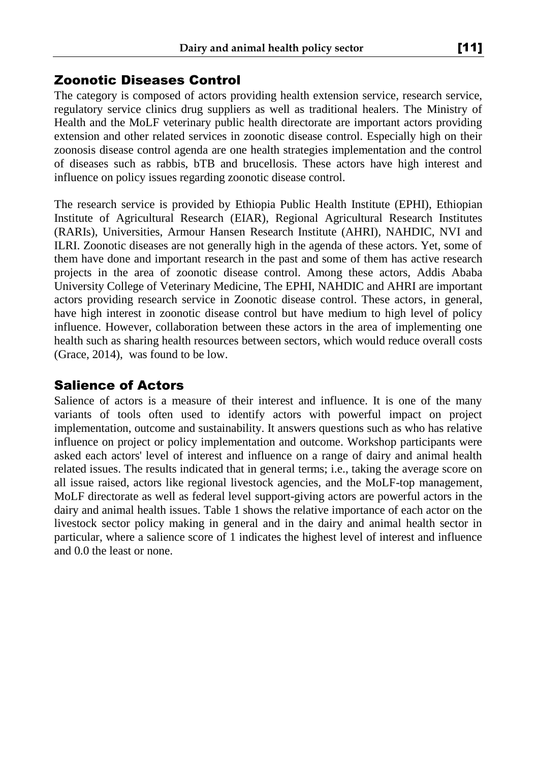## Zoonotic Diseases Control

The category is composed of actors providing health extension service, research service, regulatory service clinics drug suppliers as well as traditional healers. The Ministry of Health and the MoLF veterinary public health directorate are important actors providing extension and other related services in zoonotic disease control. Especially high on their zoonosis disease control agenda are one health strategies implementation and the control of diseases such as rabbis, bTB and brucellosis. These actors have high interest and influence on policy issues regarding zoonotic disease control.

The research service is provided by Ethiopia Public Health Institute (EPHI), Ethiopian Institute of Agricultural Research (EIAR), Regional Agricultural Research Institutes (RARIs), Universities, Armour Hansen Research Institute (AHRI), NAHDIC, NVI and ILRI. Zoonotic diseases are not generally high in the agenda of these actors. Yet, some of them have done and important research in the past and some of them has active research projects in the area of zoonotic disease control. Among these actors, Addis Ababa University College of Veterinary Medicine, The EPHI, NAHDIC and AHRI are important actors providing research service in Zoonotic disease control. These actors, in general, have high interest in zoonotic disease control but have medium to high level of policy influence. However, collaboration between these actors in the area of implementing one health such as sharing health resources between sectors, which would reduce overall costs (Grace, 2014), was found to be low.

## Salience of Actors

Salience of actors is a measure of their interest and influence. It is one of the many variants of tools often used to identify actors with powerful impact on project implementation, outcome and sustainability. It answers questions such as who has relative influence on project or policy implementation and outcome. Workshop participants were asked each actors' level of interest and influence on a range of dairy and animal health related issues. The results indicated that in general terms; i.e., taking the average score on all issue raised, actors like regional livestock agencies, and the MoLF-top management, MoLF directorate as well as federal level support-giving actors are powerful actors in the dairy and animal health issues. Table 1 shows the relative importance of each actor on the livestock sector policy making in general and in the dairy and animal health sector in particular, where a salience score of 1 indicates the highest level of interest and influence and 0.0 the least or none.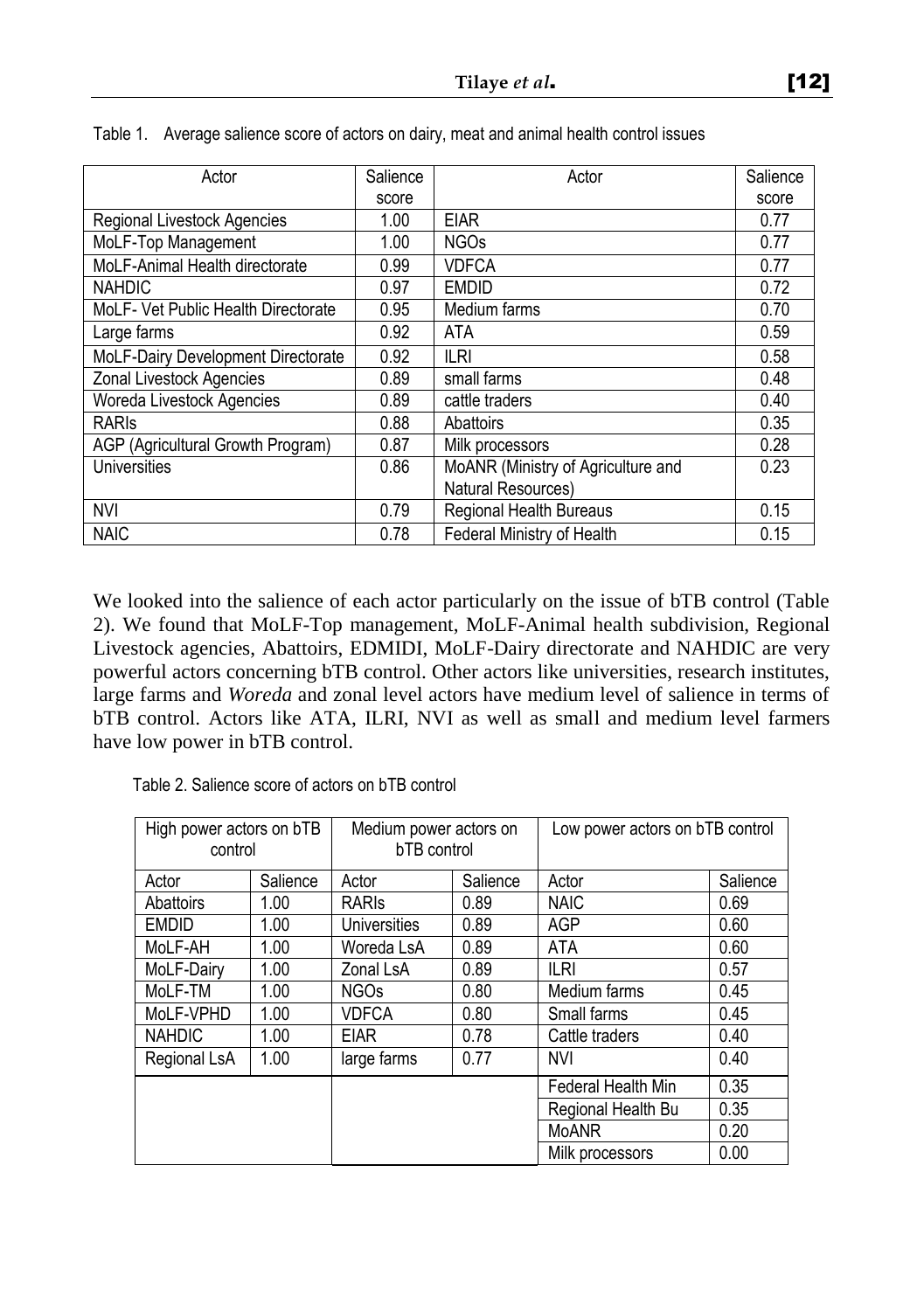Table 1. Average salience score of actors on dairy, meat and animal health control issues

| Actor | Salience score | Actor | Salience score |
|---|---|---|---|
| Regional Livestock Agencies | 1.00 | EIAR | 0.77 |
| MoLF-Top Management | 1.00 | NGOs | 0.77 |
| MoLF-Animal Health directorate | 0.99 | VDFCA | 0.77 |
| NAHDIC | 0.97 | EMDID | 0.72 |
| MoLF- Vet Public Health Directorate | 0.95 | Medium farms | 0.70 |
| Large farms | 0.92 | ATA | 0.59 |
| MoLF-Dairy Development Directorate | 0.92 | ILRI | 0.58 |
| Zonal Livestock Agencies | 0.89 | small farms | 0.48 |
| Woreda Livestock Agencies | 0.89 | cattle traders | 0.40 |
| RARIs | 0.88 | Abattoirs | 0.35 |
| AGP (Agricultural Growth Program) | 0.87 | Milk processors | 0.28 |
| Universities | 0.86 | MoANR (Ministry of Agriculture and Natural Resources) | 0.23 |
| NVI | 0.79 | Regional Health Bureaus | 0.15 |
| NAIC | 0.78 | Federal Ministry of Health | 0.15 |

We looked into the salience of each actor particularly on the issue of bTB control (Table 2). We found that MoLF-Top management, MoLF-Animal health subdivision, Regional Livestock agencies, Abattoirs, EDMIDI, MoLF-Dairy directorate and NAHDIC are very powerful actors concerning bTB control. Other actors like universities, research institutes, large farms and *Woreda* and zonal level actors have medium level of salience in terms of bTB control. Actors like ATA, ILRI, NVI as well as small and medium level farmers have low power in bTB control.

Table 2. Salience score of actors on bTB control

| High power actors on bTB control | | Medium power actors on bTB control | | Low power actors on bTB control | |
|---|---|---|---|---|---|
| Actor | Salience | Actor | Salience | Actor | Salience |
| Abattoirs | 1.00 | RARIs | 0.89 | NAIC | 0.69 |
| EMDID | 1.00 | Universities | 0.89 | AGP | 0.60 |
| MoLF-AH | 1.00 | Woreda LsA | 0.89 | ATA | 0.60 |
| MoLF-Dairy | 1.00 | Zonal LsA | 0.89 | ILRI | 0.57 |
| MoLF-TM | 1.00 | NGOs | 0.80 | Medium farms | 0.45 |
| MoLF-VPHD | 1.00 | VDFCA | 0.80 | Small farms | 0.45 |
| NAHDIC | 1.00 | EIAR | 0.78 | Cattle traders | 0.40 |
| Regional LsA | 1.00 | large farms | 0.77 | NVI | 0.40 |
| | | | | Federal Health Min | 0.35 |
| | | | | Regional Health Bu | 0.35 |
| | | | | MoANR | 0.20 |
| | | | | Milk processors | 0.00 |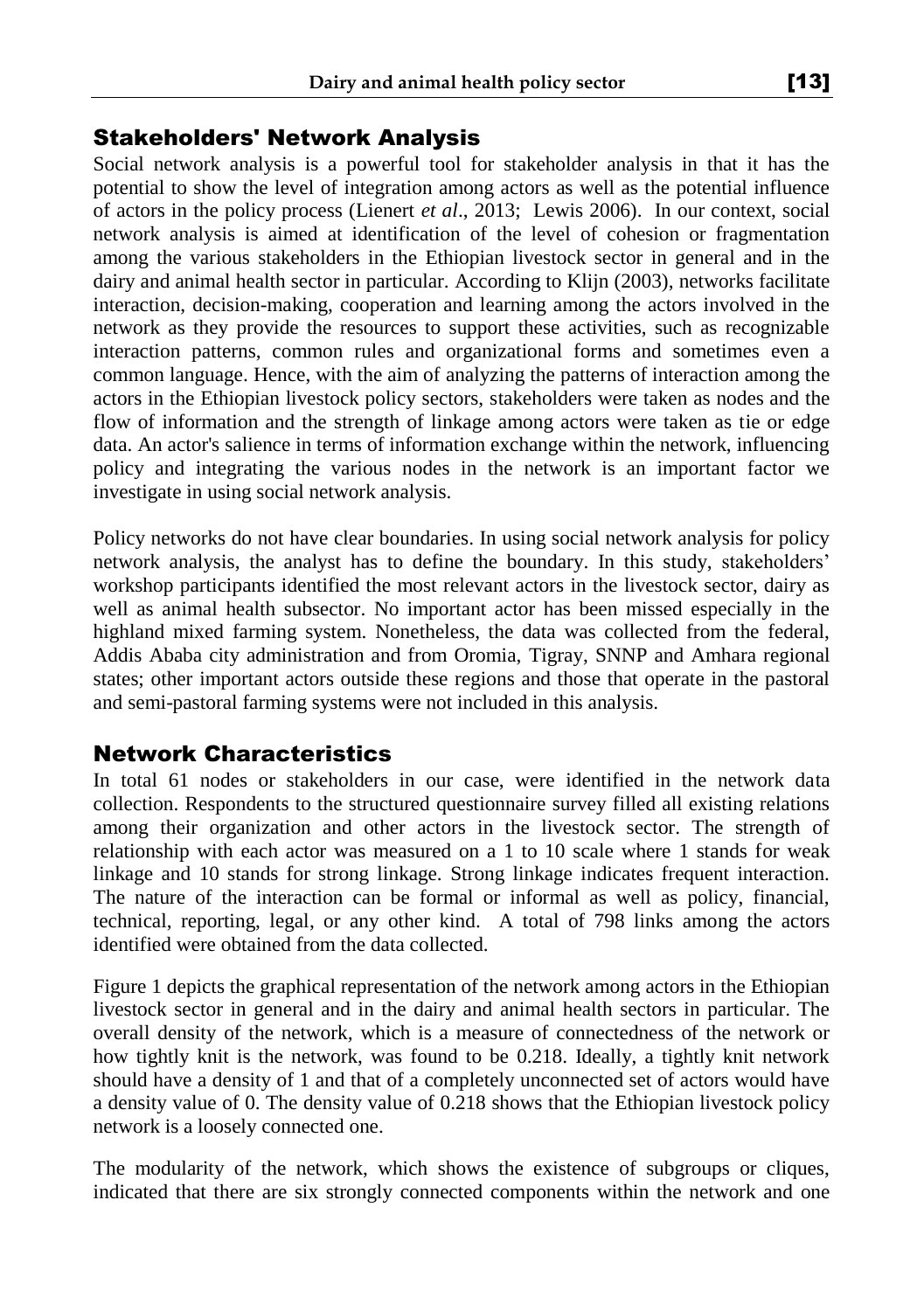## Stakeholders' Network Analysis

Social network analysis is a powerful tool for stakeholder analysis in that it has the potential to show the level of integration among actors as well as the potential influence of actors in the policy process (Lienert *et al*., 2013; Lewis 2006). In our context, social network analysis is aimed at identification of the level of cohesion or fragmentation among the various stakeholders in the Ethiopian livestock sector in general and in the dairy and animal health sector in particular. According to Klijn (2003), networks facilitate interaction, decision-making, cooperation and learning among the actors involved in the network as they provide the resources to support these activities, such as recognizable interaction patterns, common rules and organizational forms and sometimes even a common language. Hence, with the aim of analyzing the patterns of interaction among the actors in the Ethiopian livestock policy sectors, stakeholders were taken as nodes and the flow of information and the strength of linkage among actors were taken as tie or edge data. An actor's salience in terms of information exchange within the network, influencing policy and integrating the various nodes in the network is an important factor we investigate in using social network analysis.

Policy networks do not have clear boundaries. In using social network analysis for policy network analysis, the analyst has to define the boundary. In this study, stakeholders' workshop participants identified the most relevant actors in the livestock sector, dairy as well as animal health subsector. No important actor has been missed especially in the highland mixed farming system. Nonetheless, the data was collected from the federal, Addis Ababa city administration and from Oromia, Tigray, SNNP and Amhara regional states; other important actors outside these regions and those that operate in the pastoral and semi-pastoral farming systems were not included in this analysis.

## Network Characteristics

In total 61 nodes or stakeholders in our case, were identified in the network data collection. Respondents to the structured questionnaire survey filled all existing relations among their organization and other actors in the livestock sector. The strength of relationship with each actor was measured on a 1 to 10 scale where 1 stands for weak linkage and 10 stands for strong linkage. Strong linkage indicates frequent interaction. The nature of the interaction can be formal or informal as well as policy, financial, technical, reporting, legal, or any other kind. A total of 798 links among the actors identified were obtained from the data collected.

Figure 1 depicts the graphical representation of the network among actors in the Ethiopian livestock sector in general and in the dairy and animal health sectors in particular. The overall density of the network, which is a measure of connectedness of the network or how tightly knit is the network, was found to be 0.218. Ideally, a tightly knit network should have a density of 1 and that of a completely unconnected set of actors would have a density value of 0. The density value of 0.218 shows that the Ethiopian livestock policy network is a loosely connected one.

The modularity of the network, which shows the existence of subgroups or cliques, indicated that there are six strongly connected components within the network and one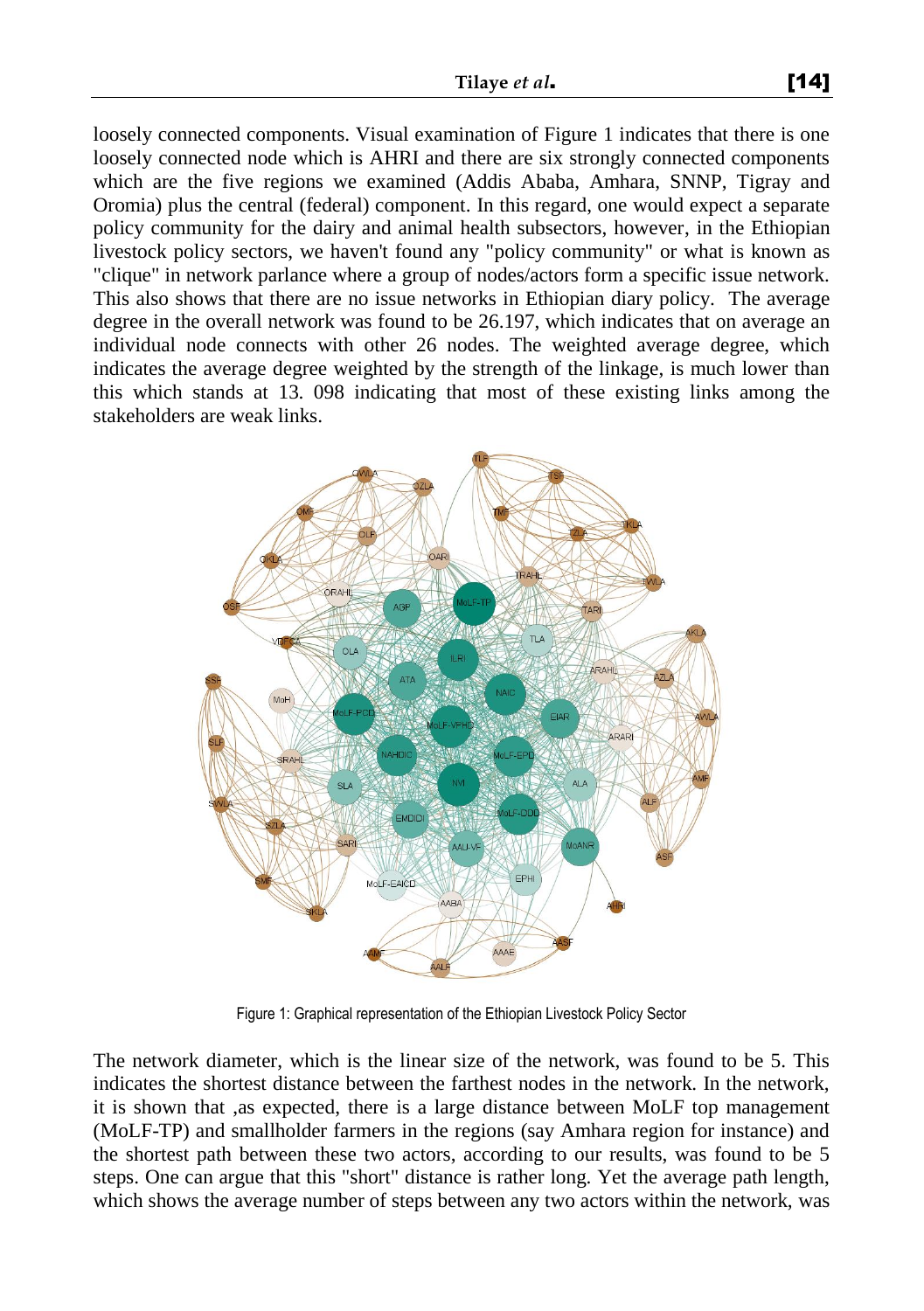loosely connected components. Visual examination of Figure 1 indicates that there is one loosely connected node which is AHRI and there are six strongly connected components which are the five regions we examined (Addis Ababa, Amhara, SNNP, Tigray and Oromia) plus the central (federal) component. In this regard, one would expect a separate policy community for the dairy and animal health subsectors, however, in the Ethiopian livestock policy sectors, we haven't found any "policy community" or what is known as "clique" in network parlance where a group of nodes/actors form a specific issue network. This also shows that there are no issue networks in Ethiopian diary policy. The average degree in the overall network was found to be 26.197, which indicates that on average an individual node connects with other 26 nodes. The weighted average degree, which indicates the average degree weighted by the strength of the linkage, is much lower than this which stands at 13. 098 indicating that most of these existing links among the stakeholders are weak links.

Figure 1: Graphical representation of the Ethiopian Livestock Policy Sector

The network diameter, which is the linear size of the network, was found to be 5. This indicates the shortest distance between the farthest nodes in the network. In the network, it is shown that ,as expected, there is a large distance between MoLF top management (MoLF-TP) and smallholder farmers in the regions (say Amhara region for instance) and the shortest path between these two actors, according to our results, was found to be 5 steps. One can argue that this "short" distance is rather long. Yet the average path length, which shows the average number of steps between any two actors within the network, was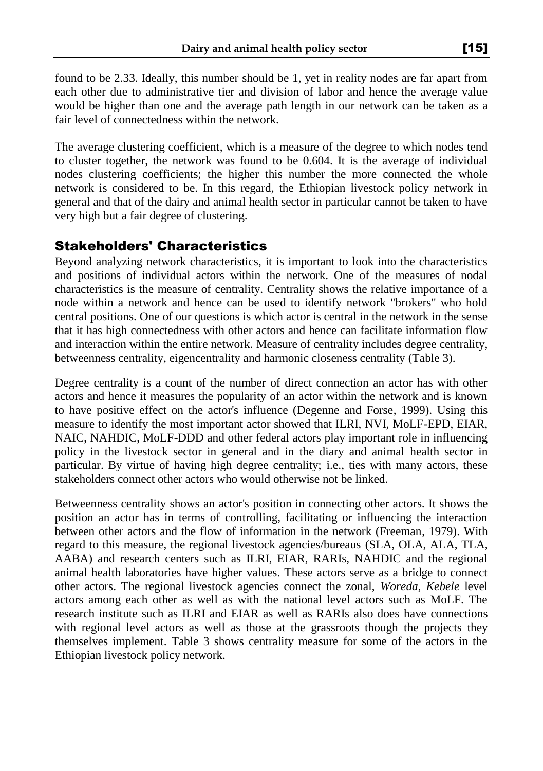found to be 2.33. Ideally, this number should be 1, yet in reality nodes are far apart from each other due to administrative tier and division of labor and hence the average value would be higher than one and the average path length in our network can be taken as a fair level of connectedness within the network.

The average clustering coefficient, which is a measure of the degree to which nodes tend to cluster together, the network was found to be 0.604. It is the average of individual nodes clustering coefficients; the higher this number the more connected the whole network is considered to be. In this regard, the Ethiopian livestock policy network in general and that of the dairy and animal health sector in particular cannot be taken to have very high but a fair degree of clustering.

## Stakeholders' Characteristics

Beyond analyzing network characteristics, it is important to look into the characteristics and positions of individual actors within the network. One of the measures of nodal characteristics is the measure of centrality. Centrality shows the relative importance of a node within a network and hence can be used to identify network "brokers" who hold central positions. One of our questions is which actor is central in the network in the sense that it has high connectedness with other actors and hence can facilitate information flow and interaction within the entire network. Measure of centrality includes degree centrality, betweenness centrality, eigencentrality and harmonic closeness centrality (Table 3).

Degree centrality is a count of the number of direct connection an actor has with other actors and hence it measures the popularity of an actor within the network and is known to have positive effect on the actor's influence (Degenne and Forse, 1999). Using this measure to identify the most important actor showed that ILRI, NVI, MoLF-EPD, EIAR, NAIC, NAHDIC, MoLF-DDD and other federal actors play important role in influencing policy in the livestock sector in general and in the diary and animal health sector in particular. By virtue of having high degree centrality; i.e., ties with many actors, these stakeholders connect other actors who would otherwise not be linked.

Betweenness centrality shows an actor's position in connecting other actors. It shows the position an actor has in terms of controlling, facilitating or influencing the interaction between other actors and the flow of information in the network (Freeman, 1979). With regard to this measure, the regional livestock agencies/bureaus (SLA, OLA, ALA, TLA, AABA) and research centers such as ILRI, EIAR, RARIs, NAHDIC and the regional animal health laboratories have higher values. These actors serve as a bridge to connect other actors. The regional livestock agencies connect the zonal, *Woreda*, *Kebele* level actors among each other as well as with the national level actors such as MoLF. The research institute such as ILRI and EIAR as well as RARIs also does have connections with regional level actors as well as those at the grassroots though the projects they themselves implement. Table 3 shows centrality measure for some of the actors in the Ethiopian livestock policy network.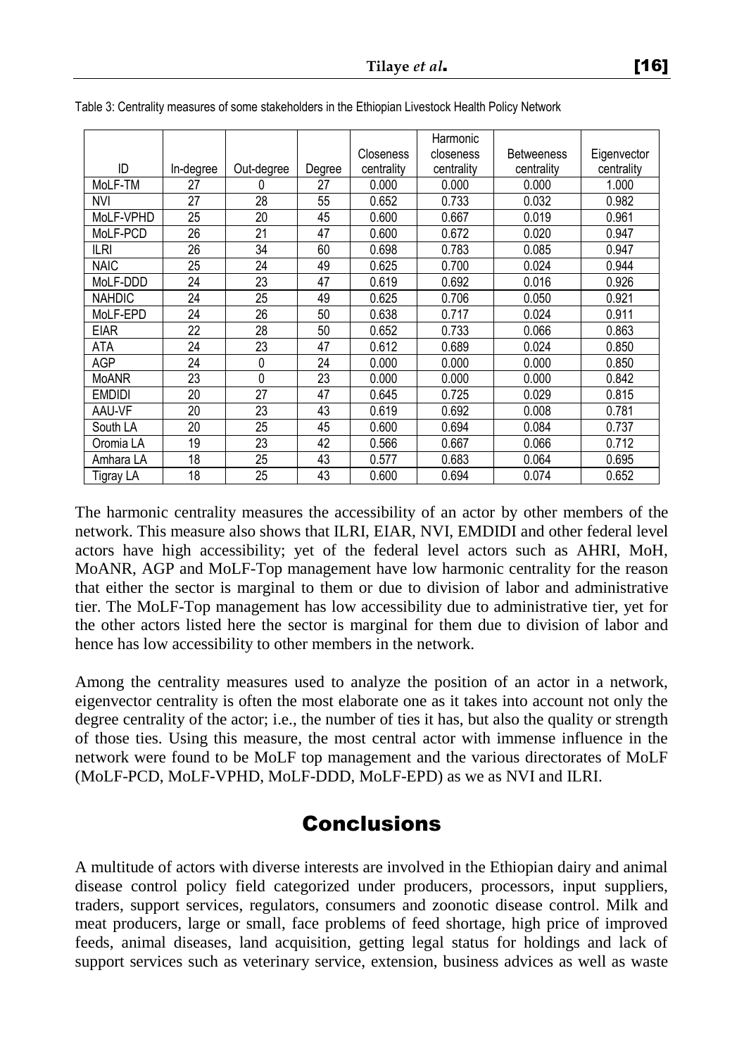Table 3: Centrality measures of some stakeholders in the Ethiopian Livestock Health Policy Network

| ID | In-degree | Out-degree | Degree | Closeness centrality | Harmonic closeness centrality | Betweeness centrality | Eigenvector centrality |
|---|---|---|---|---|---|---|---|
| MoLF-TM | 27 | 0 | 27 | 0.000 | 0.000 | 0.000 | 1.000 |
| NVI | 27 | 28 | 55 | 0.652 | 0.733 | 0.032 | 0.982 |
| MoLF-VPHD | 25 | 20 | 45 | 0.600 | 0.667 | 0.019 | 0.961 |
| MoLF-PCD | 26 | 21 | 47 | 0.600 | 0.672 | 0.020 | 0.947 |
| ILRI | 26 | 34 | 60 | 0.698 | 0.783 | 0.085 | 0.947 |
| NAIC | 25 | 24 | 49 | 0.625 | 0.700 | 0.024 | 0.944 |
| MoLF-DDD | 24 | 23 | 47 | 0.619 | 0.692 | 0.016 | 0.926 |
| NAHDIC | 24 | 25 | 49 | 0.625 | 0.706 | 0.050 | 0.921 |
| MoLF-EPD | 24 | 26 | 50 | 0.638 | 0.717 | 0.024 | 0.911 |
| EIAR | 22 | 28 | 50 | 0.652 | 0.733 | 0.066 | 0.863 |
| ATA | 24 | 23 | 47 | 0.612 | 0.689 | 0.024 | 0.850 |
| AGP | 24 | 0 | 24 | 0.000 | 0.000 | 0.000 | 0.850 |
| MoANR | 23 | 0 | 23 | 0.000 | 0.000 | 0.000 | 0.842 |
| EMDIDI | 20 | 27 | 47 | 0.645 | 0.725 | 0.029 | 0.815 |
| AAU-VF | 20 | 23 | 43 | 0.619 | 0.692 | 0.008 | 0.781 |
| South LA | 20 | 25 | 45 | 0.600 | 0.694 | 0.084 | 0.737 |
| Oromia LA | 19 | 23 | 42 | 0.566 | 0.667 | 0.066 | 0.712 |
| Amhara LA | 18 | 25 | 43 | 0.577 | 0.683 | 0.064 | 0.695 |
| Tigray LA | 18 | 25 | 43 | 0.600 | 0.694 | 0.074 | 0.652 |

The harmonic centrality measures the accessibility of an actor by other members of the network. This measure also shows that ILRI, EIAR, NVI, EMDIDI and other federal level actors have high accessibility; yet of the federal level actors such as AHRI, MoH, MoANR, AGP and MoLF-Top management have low harmonic centrality for the reason that either the sector is marginal to them or due to division of labor and administrative tier. The MoLF-Top management has low accessibility due to administrative tier, yet for the other actors listed here the sector is marginal for them due to division of labor and hence has low accessibility to other members in the network.

Among the centrality measures used to analyze the position of an actor in a network, eigenvector centrality is often the most elaborate one as it takes into account not only the degree centrality of the actor; i.e., the number of ties it has, but also the quality or strength of those ties. Using this measure, the most central actor with immense influence in the network were found to be MoLF top management and the various directorates of MoLF (MoLF-PCD, MoLF-VPHD, MoLF-DDD, MoLF-EPD) as we as NVI and ILRI.

## Conclusions

A multitude of actors with diverse interests are involved in the Ethiopian dairy and animal disease control policy field categorized under producers, processors, input suppliers, traders, support services, regulators, consumers and zoonotic disease control. Milk and meat producers, large or small, face problems of feed shortage, high price of improved feeds, animal diseases, land acquisition, getting legal status for holdings and lack of support services such as veterinary service, extension, business advices as well as waste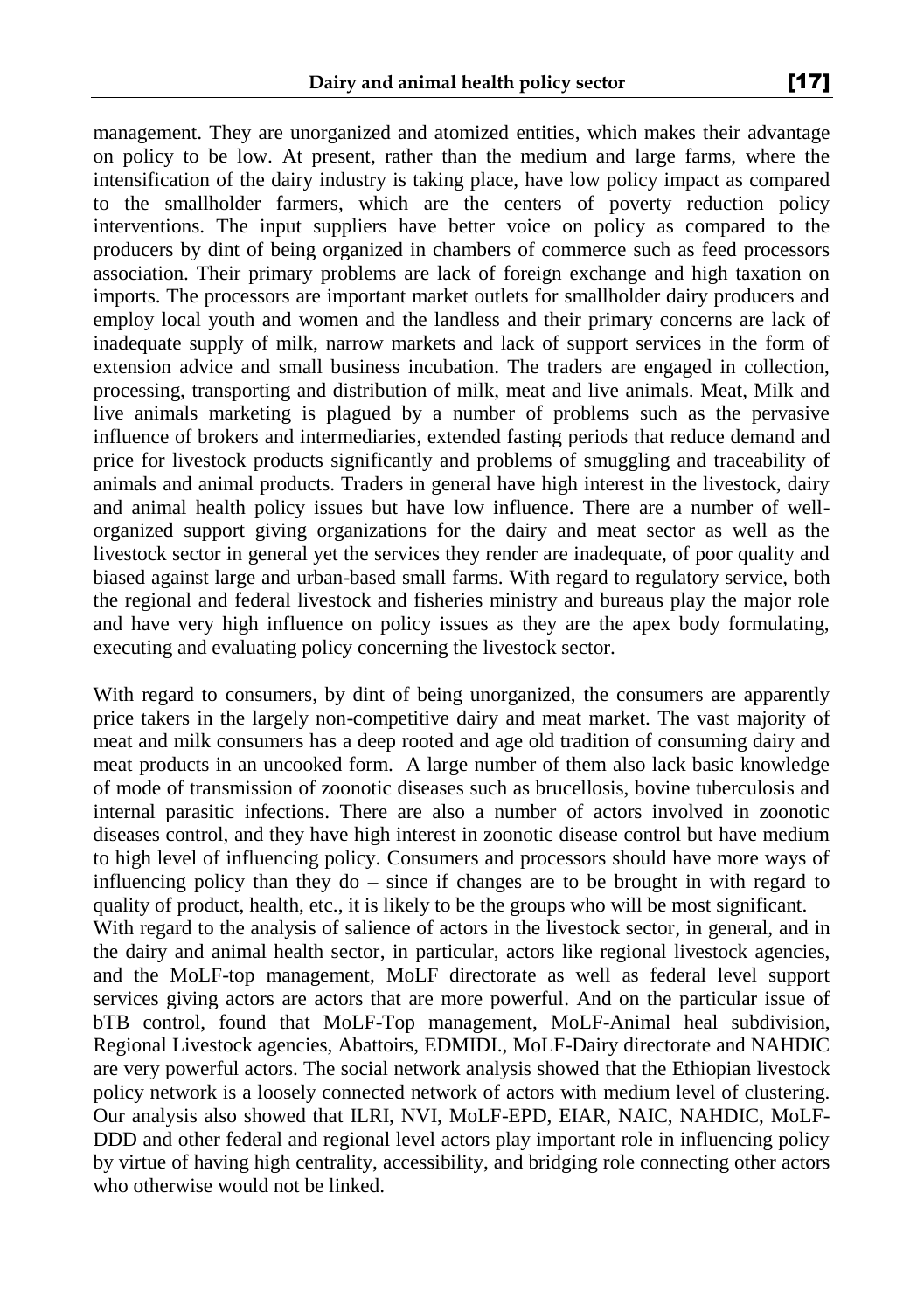management. They are unorganized and atomized entities, which makes their advantage on policy to be low. At present, rather than the medium and large farms, where the intensification of the dairy industry is taking place, have low policy impact as compared to the smallholder farmers, which are the centers of poverty reduction policy interventions. The input suppliers have better voice on policy as compared to the producers by dint of being organized in chambers of commerce such as feed processors association. Their primary problems are lack of foreign exchange and high taxation on imports. The processors are important market outlets for smallholder dairy producers and employ local youth and women and the landless and their primary concerns are lack of inadequate supply of milk, narrow markets and lack of support services in the form of extension advice and small business incubation. The traders are engaged in collection, processing, transporting and distribution of milk, meat and live animals. Meat, Milk and live animals marketing is plagued by a number of problems such as the pervasive influence of brokers and intermediaries, extended fasting periods that reduce demand and price for livestock products significantly and problems of smuggling and traceability of animals and animal products. Traders in general have high interest in the livestock, dairy and animal health policy issues but have low influence. There are a number of well-organized support giving organizations for the dairy and meat sector as well as the livestock sector in general yet the services they render are inadequate, of poor quality and biased against large and urban-based small farms. With regard to regulatory service, both the regional and federal livestock and fisheries ministry and bureaus play the major role and have very high influence on policy issues as they are the apex body formulating, executing and evaluating policy concerning the livestock sector.

With regard to consumers, by dint of being unorganized, the consumers are apparently price takers in the largely non-competitive dairy and meat market. The vast majority of meat and milk consumers has a deep rooted and age old tradition of consuming dairy and meat products in an uncooked form. A large number of them also lack basic knowledge of mode of transmission of zoonotic diseases such as brucellosis, bovine tuberculosis and internal parasitic infections. There are also a number of actors involved in zoonotic diseases control, and they have high interest in zoonotic disease control but have medium to high level of influencing policy. Consumers and processors should have more ways of influencing policy than they do – since if changes are to be brought in with regard to quality of product, health, etc., it is likely to be the groups who will be most significant.

With regard to the analysis of salience of actors in the livestock sector, in general, and in the dairy and animal health sector, in particular, actors like regional livestock agencies, and the MoLF-top management, MoLF directorate as well as federal level support services giving actors are actors that are more powerful. And on the particular issue of bTB control, found that MoLF-Top management, MoLF-Animal heal subdivision, Regional Livestock agencies, Abattoirs, EDMIDI., MoLF-Dairy directorate and NAHDIC are very powerful actors. The social network analysis showed that the Ethiopian livestock policy network is a loosely connected network of actors with medium level of clustering. Our analysis also showed that ILRI, NVI, MoLF-EPD, EIAR, NAIC, NAHDIC, MoLF-DDD and other federal and regional level actors play important role in influencing policy by virtue of having high centrality, accessibility, and bridging role connecting other actors who otherwise would not be linked.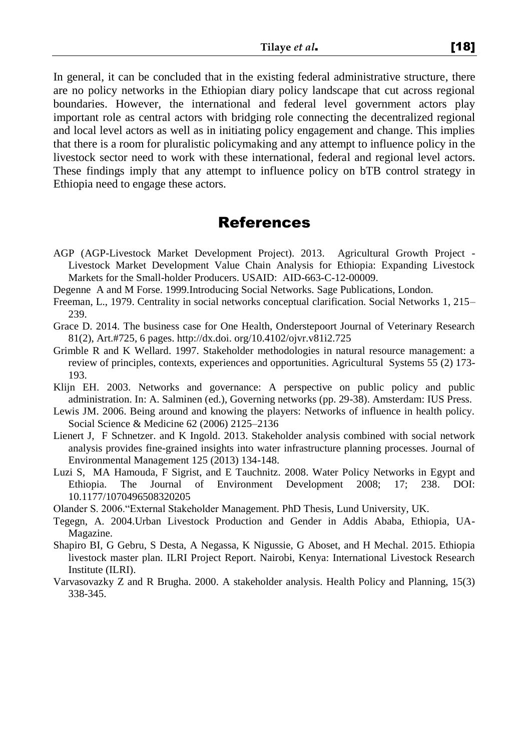In general, it can be concluded that in the existing federal administrative structure, there are no policy networks in the Ethiopian diary policy landscape that cut across regional boundaries. However, the international and federal level government actors play important role as central actors with bridging role connecting the decentralized regional and local level actors as well as in initiating policy engagement and change. This implies that there is a room for pluralistic policymaking and any attempt to influence policy in the livestock sector need to work with these international, federal and regional level actors. These findings imply that any attempt to influence policy on bTB control strategy in Ethiopia need to engage these actors.

## References

AGP (AGP-Livestock Market Development Project). 2013. Agricultural Growth Project - Livestock Market Development Value Chain Analysis for Ethiopia: Expanding Livestock Markets for the Small-holder Producers. USAID: AID-663-C-12-00009.

Degenne A and M Forse. 1999.Introducing Social Networks. Sage Publications, London.

Freeman, L., 1979. Centrality in social networks conceptual clarification. Social Networks 1, 215–239.

Grace D. 2014. The business case for One Health, Onderstepoort Journal of Veterinary Research 81(2), Art.#725, 6 pages. http://dx.doi. org/10.4102/ojvr.v81i2.725

Grimble R and K Wellard. 1997. Stakeholder methodologies in natural resource management: a review of principles, contexts, experiences and opportunities. Agricultural Systems 55 (2) 173-193.

Klijn EH. 2003. Networks and governance: A perspective on public policy and public administration. In: A. Salminen (ed.), Governing networks (pp. 29-38). Amsterdam: IUS Press.

Lewis JM. 2006. Being around and knowing the players: Networks of influence in health policy. Social Science & Medicine 62 (2006) 2125–2136

Lienert J, F Schnetzer. and K Ingold. 2013. Stakeholder analysis combined with social network analysis provides fine-grained insights into water infrastructure planning processes. Journal of Environmental Management 125 (2013) 134-148.

Luzi S, MA Hamouda, F Sigrist, and E Tauchnitz. 2008. Water Policy Networks in Egypt and Ethiopia. The Journal of Environment Development 2008; 17; 238. DOI: 10.1177/1070496508320205

Olander S. 2006."External Stakeholder Management. PhD Thesis, Lund University, UK.

Tegegn, A. 2004.Urban Livestock Production and Gender in Addis Ababa, Ethiopia, UA-Magazine.

Shapiro BI, G Gebru, S Desta, A Negassa, K Nigussie, G Aboset, and H Mechal. 2015. Ethiopia livestock master plan. ILRI Project Report. Nairobi, Kenya: International Livestock Research Institute (ILRI).

Varvasovazky Z and R Brugha. 2000. A stakeholder analysis. Health Policy and Planning, 15(3) 338-345.